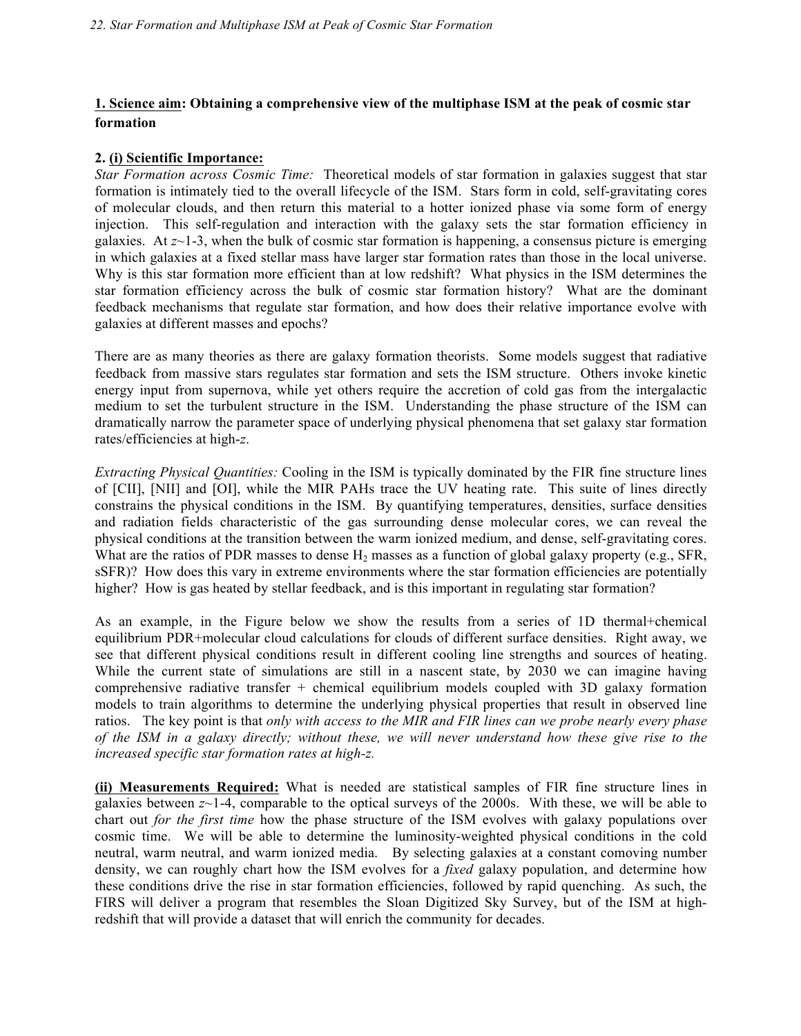## 1. Science aim: Obtaining a comprehensive view of the multiphase ISM at the peak of cosmic star formation

### 2. (i) Scientific Importance:

*Star Formation across Cosmic Time:* Theoretical models of star formation in galaxies suggest that star formation is intimately tied to the overall lifecycle of the ISM. Stars form in cold, self-gravitating cores of molecular clouds, and then return this material to a hotter ionized phase via some form of energy injection. This self-regulation and interaction with the galaxy sets the star formation efficiency in galaxies. At $z$~1-3, when the bulk of cosmic star formation is happening, a consensus picture is emerging in which galaxies at a fixed stellar mass have larger star formation rates than those in the local universe. Why is this star formation more efficient than at low redshift? What physics in the ISM determines the star formation efficiency across the bulk of cosmic star formation history? What are the dominant feedback mechanisms that regulate star formation, and how does their relative importance evolve with galaxies at different masses and epochs?

There are as many theories as there are galaxy formation theorists. Some models suggest that radiative feedback from massive stars regulates star formation and sets the ISM structure. Others invoke kinetic energy input from supernova, while yet others require the accretion of cold gas from the intergalactic medium to set the turbulent structure in the ISM. Understanding the phase structure of the ISM can dramatically narrow the parameter space of underlying physical phenomena that set galaxy star formation rates/efficiencies at high-$z$.

*Extracting Physical Quantities:* Cooling in the ISM is typically dominated by the FIR fine structure lines of [CII], [NII] and [OI], while the MIR PAHs trace the UV heating rate. This suite of lines directly constrains the physical conditions in the ISM. By quantifying temperatures, densities, surface densities and radiation fields characteristic of the gas surrounding dense molecular cores, we can reveal the physical conditions at the transition between the warm ionized medium, and dense, self-gravitating cores. What are the ratios of PDR masses to dense $H_2$ masses as a function of global galaxy property (e.g., SFR, sSFR)? How does this vary in extreme environments where the star formation efficiencies are potentially higher? How is gas heated by stellar feedback, and is this important in regulating star formation?

As an example, in the Figure below we show the results from a series of 1D thermal+chemical equilibrium PDR+molecular cloud calculations for clouds of different surface densities. Right away, we see that different physical conditions result in different cooling line strengths and sources of heating. While the current state of simulations are still in a nascent state, by 2030 we can imagine having comprehensive radiative transfer + chemical equilibrium models coupled with 3D galaxy formation models to train algorithms to determine the underlying physical properties that result in observed line ratios. The key point is that *only with access to the MIR and FIR lines can we probe nearly every phase of the ISM in a galaxy directly; without these, we will never understand how these give rise to the increased specific star formation rates at high-z.*

**(ii) Measurements Required:** What is needed are statistical samples of FIR fine structure lines in galaxies between $z$~1-4, comparable to the optical surveys of the 2000s. With these, we will be able to chart out *for the first time* how the phase structure of the ISM evolves with galaxy populations over cosmic time. We will be able to determine the luminosity-weighted physical conditions in the cold neutral, warm neutral, and warm ionized media. By selecting galaxies at a constant comoving number density, we can roughly chart how the ISM evolves for a *fixed* galaxy population, and determine how these conditions drive the rise in star formation efficiencies, followed by rapid quenching. As such, the FIRS will deliver a program that resembles the Sloan Digitized Sky Survey, but of the ISM at high-redshift that will provide a dataset that will enrich the community for decades.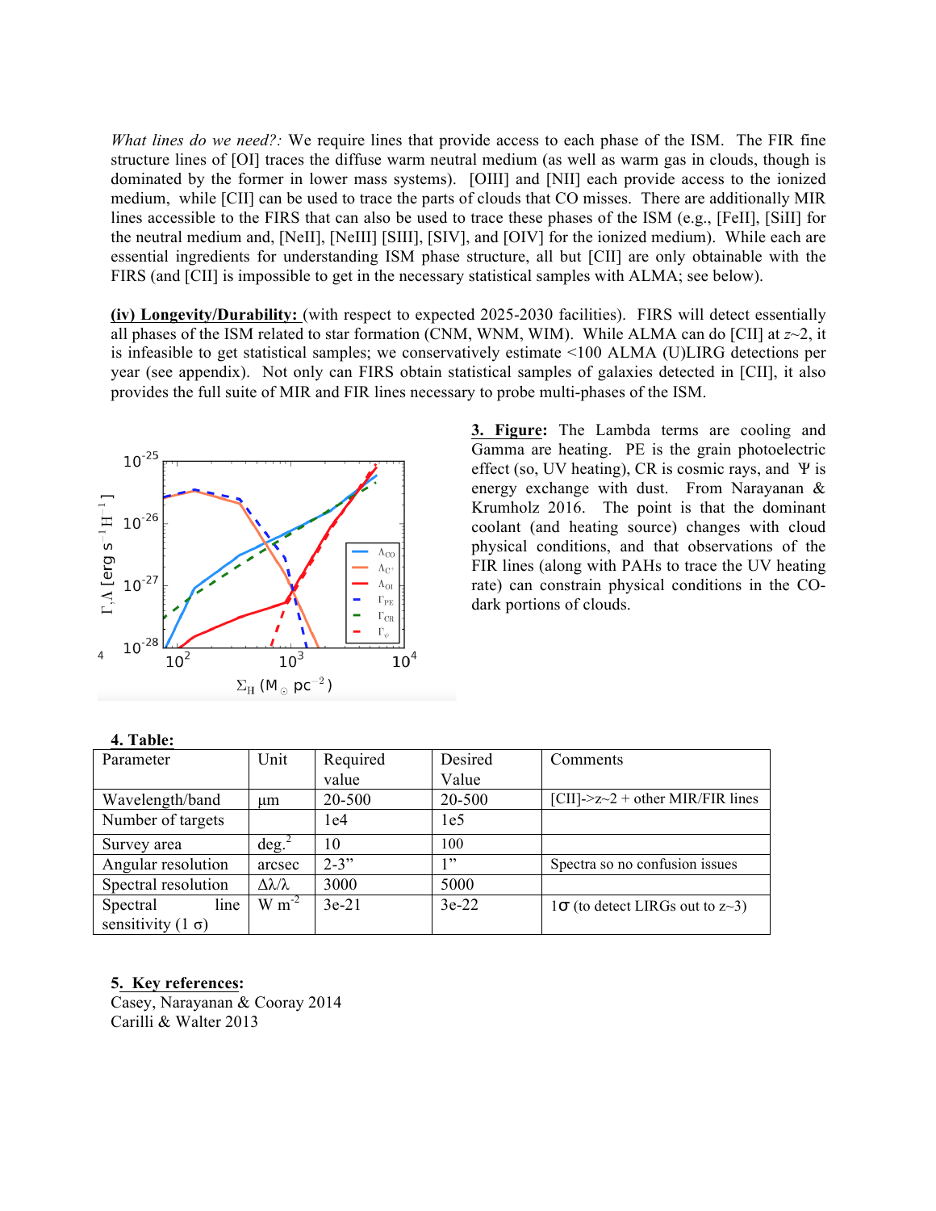*What lines do we need?:* We require lines that provide access to each phase of the ISM. The FIR fine structure lines of [OI] traces the diffuse warm neutral medium (as well as warm gas in clouds, though is dominated by the former in lower mass systems). [OIII] and [NII] each provide access to the ionized medium, while [CII] can be used to trace the parts of clouds that CO misses. There are additionally MIR lines accessible to the FIRS that can also be used to trace these phases of the ISM (e.g., [FeII], [SiII] for the neutral medium and, [NeII], [NeIII] [SIII], [SIV], and [OIV] for the ionized medium). While each are essential ingredients for understanding ISM phase structure, all but [CII] are only obtainable with the FIRS (and [CII] is impossible to get in the necessary statistical samples with ALMA; see below).

**(iv) Longevity/Durability:** (with respect to expected 2025-2030 facilities). FIRS will detect essentially all phases of the ISM related to star formation (CNM, WNM, WIM). While ALMA can do [CII] at $z$~2, it is infeasible to get statistical samples; we conservatively estimate <100 ALMA (U)LIRG detections per year (see appendix). Not only can FIRS obtain statistical samples of galaxies detected in [CII], it also provides the full suite of MIR and FIR lines necessary to probe multi-phases of the ISM.

**3. Figure:** The Lambda terms are cooling and Gamma are heating. PE is the grain photoelectric effect (so, UV heating), CR is cosmic rays, and $\Psi$ is energy exchange with dust. From Narayanan & Krumholz 2016. The point is that the dominant coolant (and heating source) changes with cloud physical conditions, and that observations of the FIR lines (along with PAHs to trace the UV heating rate) can constrain physical conditions in the CO-dark portions of clouds.

**4. Table:**

| Parameter | Unit | Required value | Desired Value | Comments |
|---|---|---|---|---|
| Wavelength/band | μm | 20-500 | 20-500 | [CII]->z~2 + other MIR/FIR lines |
| Number of targets | | 1e4 | 1e5 | |
| Survey area | deg.$^2$ | 10 | 100 | |
| Angular resolution | arcsec | 2-3" | 1" | Spectra so no confusion issues |
| Spectral resolution | $\Delta\lambda/\lambda$ | 3000 | 5000 | |
| Spectral line sensitivity (1 σ) | W m$^{-2}$ | 3e-21 | 3e-22 | 1σ (to detect LIRGs out to z~3) |

**5. Key references:**

Casey, Narayanan & Cooray 2014

Carilli & Walter 2013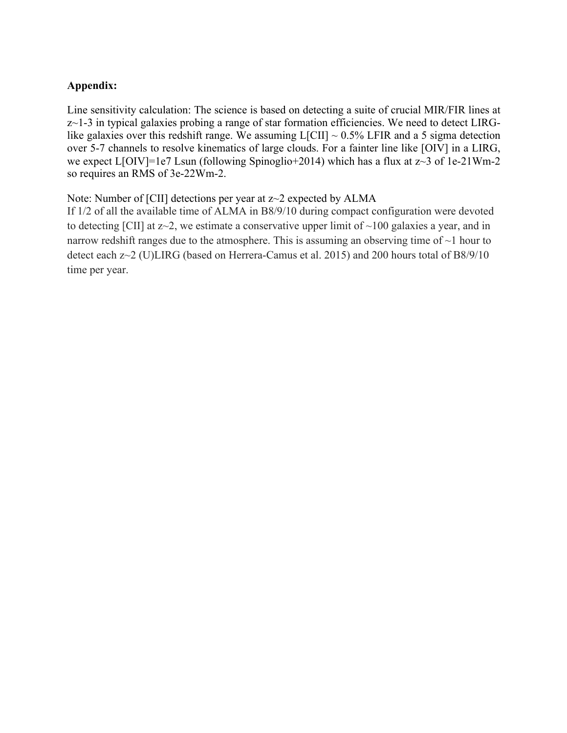**Appendix:**

Line sensitivity calculation: The science is based on detecting a suite of crucial MIR/FIR lines at z~1-3 in typical galaxies probing a range of star formation efficiencies. We need to detect LIRG-like galaxies over this redshift range. We assuming L[CII] ~ 0.5% LFIR and a 5 sigma detection over 5-7 channels to resolve kinematics of large clouds. For a fainter line like [OIV] in a LIRG, we expect L[OIV]=1e7 Lsun (following Spinoglio+2014) which has a flux at z~3 of 1e-21Wm-2 so requires an RMS of 3e-22Wm-2.

Note: Number of [CII] detections per year at z~2 expected by ALMA
If 1/2 of all the available time of ALMA in B8/9/10 during compact configuration were devoted to detecting [CII] at z~2, we estimate a conservative upper limit of ~100 galaxies a year, and in narrow redshift ranges due to the atmosphere. This is assuming an observing time of ~1 hour to detect each z~2 (U)LIRG (based on Herrera-Camus et al. 2015) and 200 hours total of B8/9/10 time per year.